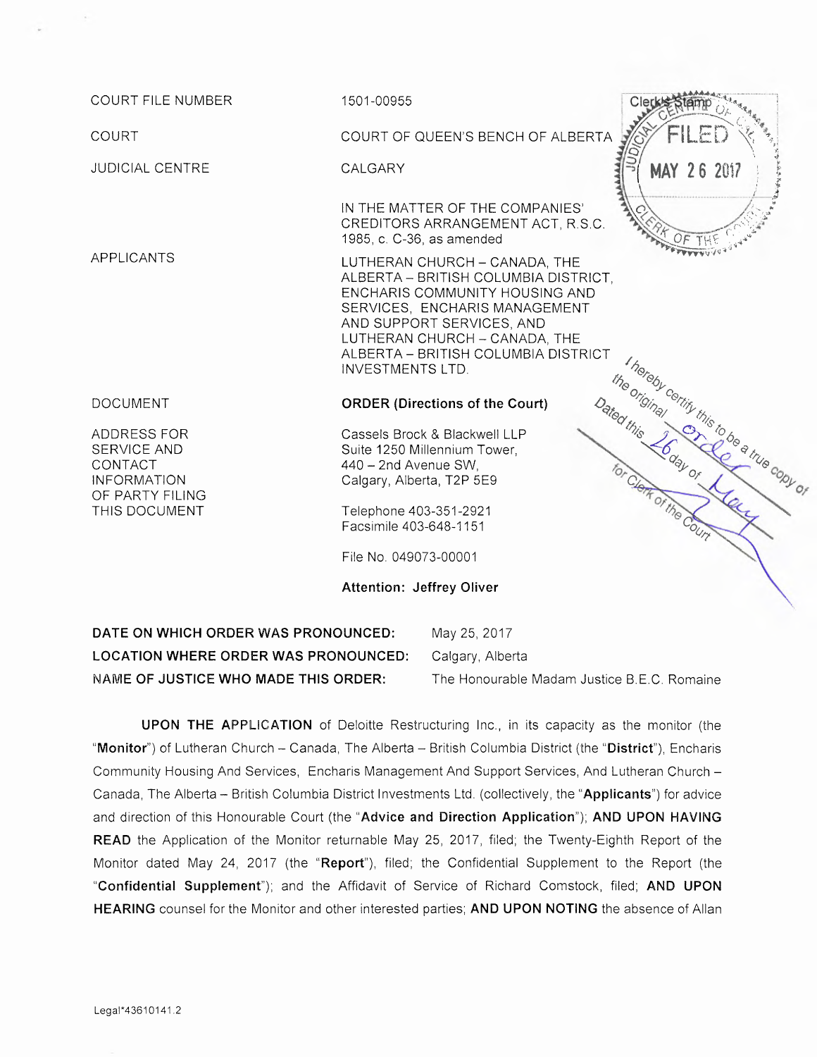| | |
|---|---|
| COURT FILE NUMBER | 1501-00955 |
| COURT | COURT OF QUEEN'S BENCH OF ALBERTA |
| JUDICIAL CENTRE | CALGARY |
| | IN THE MATTER OF THE COMPANIES' CREDITORS ARRANGEMENT ACT, R.S.C. 1985, c. C-36, as amended |
| APPLICANTS | LUTHERAN CHURCH – CANADA, THE ALBERTA – BRITISH COLUMBIA DISTRICT, ENCHARIS COMMUNITY HOUSING AND SERVICES, ENCHARIS MANAGEMENT AND SUPPORT SERVICES, AND LUTHERAN CHURCH – CANADA, THE ALBERTA – BRITISH COLUMBIA DISTRICT INVESTMENTS LTD. |
| DOCUMENT | **ORDER (Directions of the Court)** |
| ADDRESS FOR SERVICE AND CONTACT INFORMATION OF PARTY FILING THIS DOCUMENT | Cassels Brock & Blackwell LLP<br>Suite 1250 Millennium Tower,<br>440 – 2nd Avenue SW,<br>Calgary, Alberta, T2P 5E9<br><br>Telephone 403-351-2921<br>Facsimile 403-648-1151<br><br>File No. 049073-00001<br><br>**Attention: Jeffrey Oliver** |

Clerk's Stamp
JUDICIAL CENTRE OF CALGARY
FILED
MAY 26 2017
CLERK OF THE COURT

I hereby certify this to be a true copy of the original Order
Dated this 26 day of May
for Clerk of the Court

| | |
|---|---|
| **DATE ON WHICH ORDER WAS PRONOUNCED:** | May 25, 2017 |
| **LOCATION WHERE ORDER WAS PRONOUNCED:** | Calgary, Alberta |
| **NAME OF JUSTICE WHO MADE THIS ORDER:** | The Honourable Madam Justice B.E.C. Romaine |

**UPON THE APPLICATION** of Deloitte Restructuring Inc., in its capacity as the monitor (the "**Monitor**") of Lutheran Church – Canada, The Alberta – British Columbia District (the "**District**"), Encharis Community Housing And Services, Encharis Management And Support Services, And Lutheran Church – Canada, The Alberta – British Columbia District Investments Ltd. (collectively, the "**Applicants**") for advice and direction of this Honourable Court (the "**Advice and Direction Application**"); **AND UPON HAVING READ** the Application of the Monitor returnable May 25, 2017, filed; the Twenty-Eighth Report of the Monitor dated May 24, 2017 (the "**Report**"), filed; the Confidential Supplement to the Report (the "**Confidential Supplement**"); and the Affidavit of Service of Richard Comstock, filed; **AND UPON HEARING** counsel for the Monitor and other interested parties; **AND UPON NOTING** the absence of Allan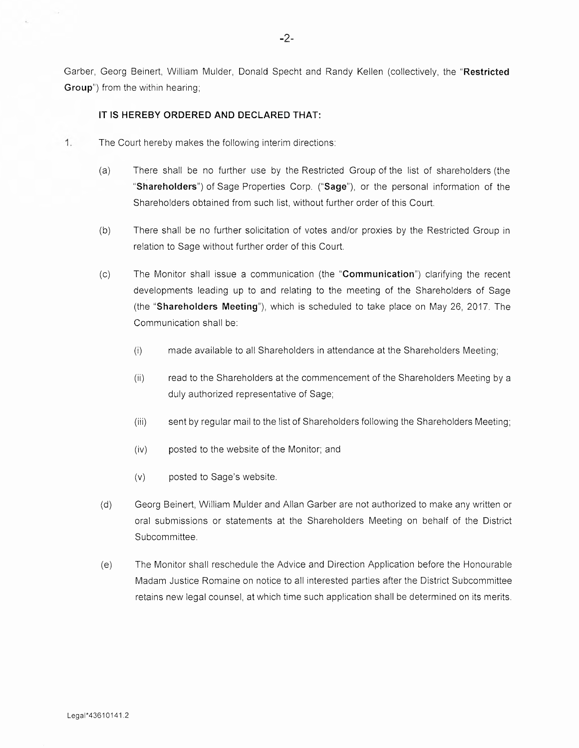Garber, Georg Beinert, William Mulder, Donald Specht and Randy Kellen (collectively, the "**Restricted Group**") from the within hearing;

**IT IS HEREBY ORDERED AND DECLARED THAT:**

1. The Court hereby makes the following interim directions:

   (a) There shall be no further use by the Restricted Group of the list of shareholders (the "**Shareholders**") of Sage Properties Corp. ("**Sage**"), or the personal information of the Shareholders obtained from such list, without further order of this Court.

   (b) There shall be no further solicitation of votes and/or proxies by the Restricted Group in relation to Sage without further order of this Court.

   (c) The Monitor shall issue a communication (the "**Communication**") clarifying the recent developments leading up to and relating to the meeting of the Shareholders of Sage (the "**Shareholders Meeting**"), which is scheduled to take place on May 26, 2017. The Communication shall be:

      (i) made available to all Shareholders in attendance at the Shareholders Meeting;

      (ii) read to the Shareholders at the commencement of the Shareholders Meeting by a duly authorized representative of Sage;

      (iii) sent by regular mail to the list of Shareholders following the Shareholders Meeting;

      (iv) posted to the website of the Monitor; and

      (v) posted to Sage's website.

   (d) Georg Beinert, William Mulder and Allan Garber are not authorized to make any written or oral submissions or statements at the Shareholders Meeting on behalf of the District Subcommittee.

   (e) The Monitor shall reschedule the Advice and Direction Application before the Honourable Madam Justice Romaine on notice to all interested parties after the District Subcommittee retains new legal counsel, at which time such application shall be determined on its merits.

Legal*43610141.2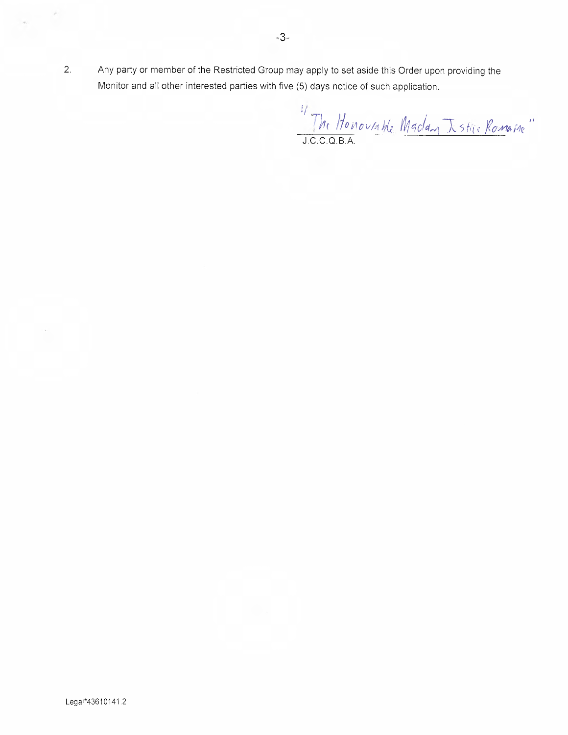2. Any party or member of the Restricted Group may apply to set aside this Order upon providing the Monitor and all other interested parties with five (5) days notice of such application.

"The Honourable Madam Justice Romaine"
J.C.C.Q.B.A.

Legal*43610141.2